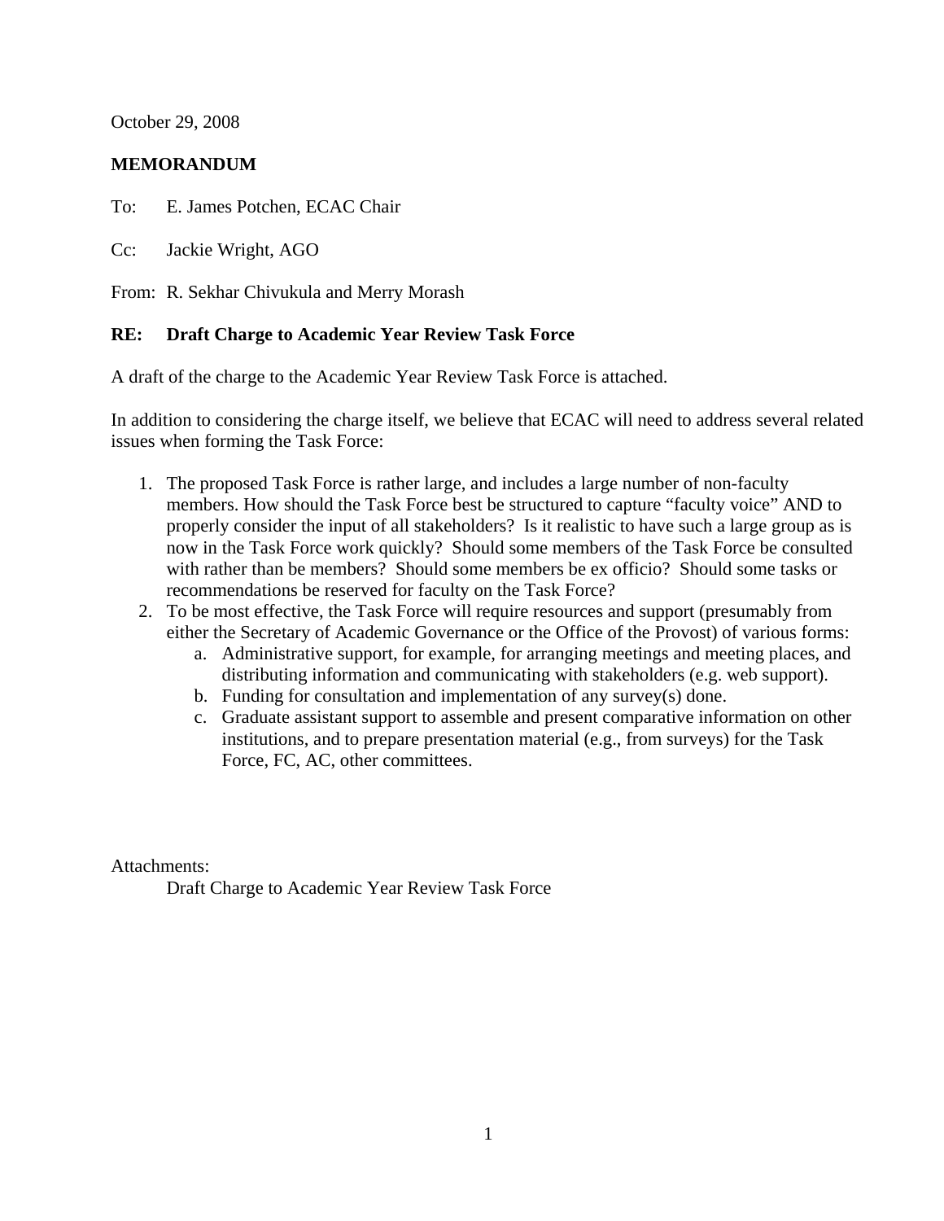October 29, 2008

**MEMORANDUM**

To: E. James Potchen, ECAC Chair

Cc: Jackie Wright, AGO

From: R. Sekhar Chivukula and Merry Morash

**RE: Draft Charge to Academic Year Review Task Force**

A draft of the charge to the Academic Year Review Task Force is attached.

In addition to considering the charge itself, we believe that ECAC will need to address several related issues when forming the Task Force:

1. The proposed Task Force is rather large, and includes a large number of non-faculty members. How should the Task Force best be structured to capture "faculty voice" AND to properly consider the input of all stakeholders? Is it realistic to have such a large group as is now in the Task Force work quickly? Should some members of the Task Force be consulted with rather than be members? Should some members be ex officio? Should some tasks or recommendations be reserved for faculty on the Task Force?
2. To be most effective, the Task Force will require resources and support (presumably from either the Secretary of Academic Governance or the Office of the Provost) of various forms:
   a. Administrative support, for example, for arranging meetings and meeting places, and distributing information and communicating with stakeholders (e.g. web support).
   b. Funding for consultation and implementation of any survey(s) done.
   c. Graduate assistant support to assemble and present comparative information on other institutions, and to prepare presentation material (e.g., from surveys) for the Task Force, FC, AC, other committees.

Attachments:

Draft Charge to Academic Year Review Task Force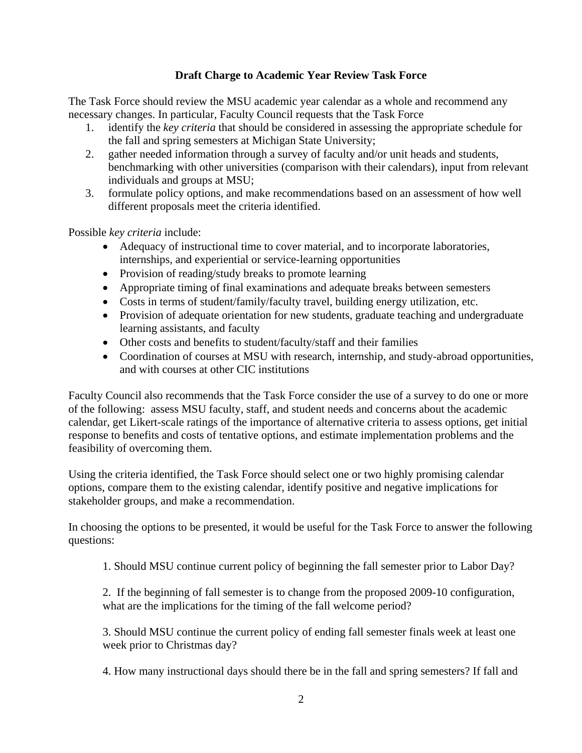### Draft Charge to Academic Year Review Task Force

The Task Force should review the MSU academic year calendar as a whole and recommend any necessary changes. In particular, Faculty Council requests that the Task Force

1. identify the *key criteria* that should be considered in assessing the appropriate schedule for the fall and spring semesters at Michigan State University;
2. gather needed information through a survey of faculty and/or unit heads and students, benchmarking with other universities (comparison with their calendars), input from relevant individuals and groups at MSU;
3. formulate policy options, and make recommendations based on an assessment of how well different proposals meet the criteria identified.

Possible *key criteria* include:

- Adequacy of instructional time to cover material, and to incorporate laboratories, internships, and experiential or service-learning opportunities
- Provision of reading/study breaks to promote learning
- Appropriate timing of final examinations and adequate breaks between semesters
- Costs in terms of student/family/faculty travel, building energy utilization, etc.
- Provision of adequate orientation for new students, graduate teaching and undergraduate learning assistants, and faculty
- Other costs and benefits to student/faculty/staff and their families
- Coordination of courses at MSU with research, internship, and study-abroad opportunities, and with courses at other CIC institutions

Faculty Council also recommends that the Task Force consider the use of a survey to do one or more of the following: assess MSU faculty, staff, and student needs and concerns about the academic calendar, get Likert-scale ratings of the importance of alternative criteria to assess options, get initial response to benefits and costs of tentative options, and estimate implementation problems and the feasibility of overcoming them.

Using the criteria identified, the Task Force should select one or two highly promising calendar options, compare them to the existing calendar, identify positive and negative implications for stakeholder groups, and make a recommendation.

In choosing the options to be presented, it would be useful for the Task Force to answer the following questions:

1. Should MSU continue current policy of beginning the fall semester prior to Labor Day?

2. If the beginning of fall semester is to change from the proposed 2009-10 configuration, what are the implications for the timing of the fall welcome period?

3. Should MSU continue the current policy of ending fall semester finals week at least one week prior to Christmas day?

4. How many instructional days should there be in the fall and spring semesters? If fall and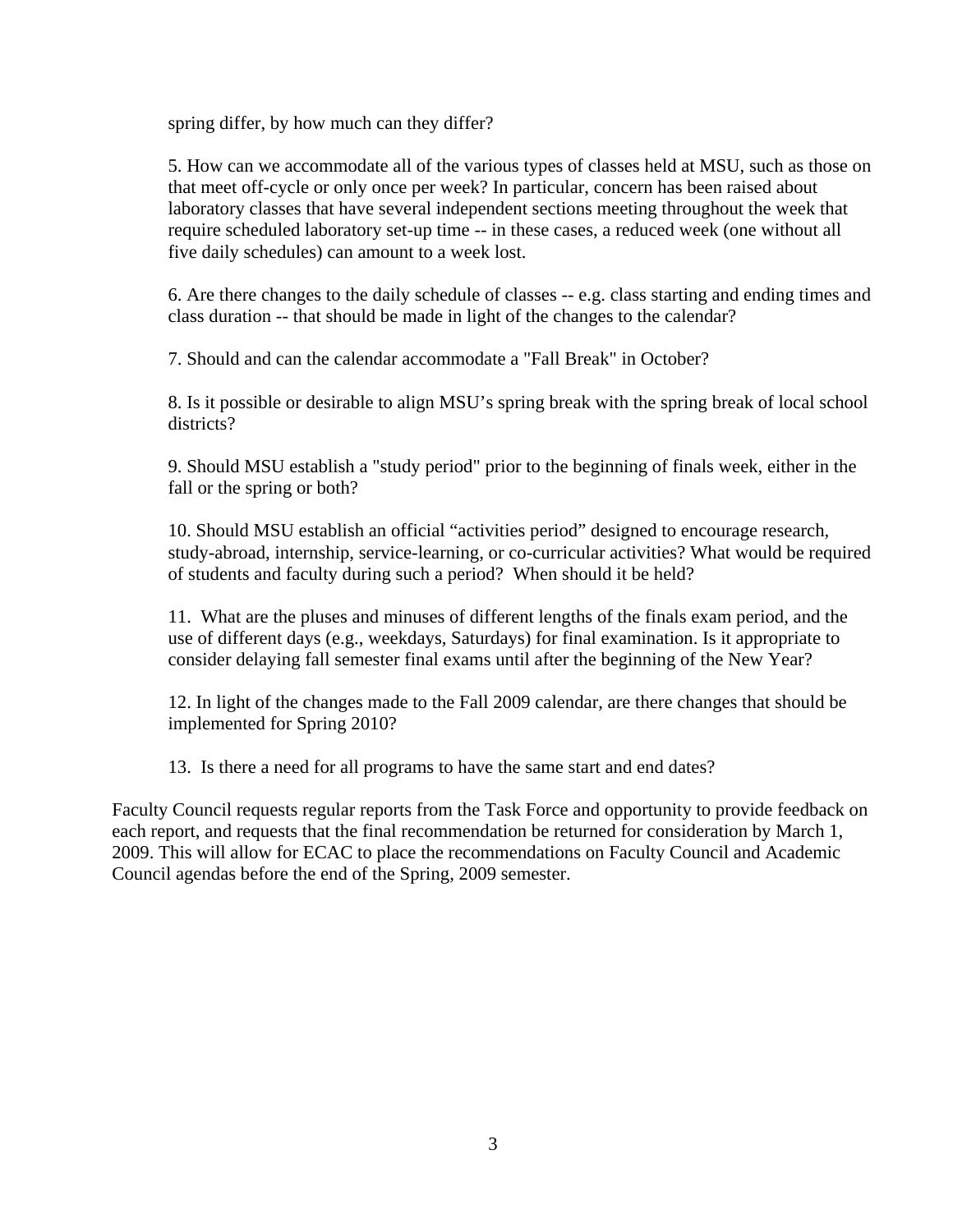spring differ, by how much can they differ?

5. How can we accommodate all of the various types of classes held at MSU, such as those on that meet off-cycle or only once per week? In particular, concern has been raised about laboratory classes that have several independent sections meeting throughout the week that require scheduled laboratory set-up time -- in these cases, a reduced week (one without all five daily schedules) can amount to a week lost.

6. Are there changes to the daily schedule of classes -- e.g. class starting and ending times and class duration -- that should be made in light of the changes to the calendar?

7. Should and can the calendar accommodate a "Fall Break" in October?

8. Is it possible or desirable to align MSU's spring break with the spring break of local school districts?

9. Should MSU establish a "study period" prior to the beginning of finals week, either in the fall or the spring or both?

10. Should MSU establish an official "activities period" designed to encourage research, study-abroad, internship, service-learning, or co-curricular activities? What would be required of students and faculty during such a period? When should it be held?

11. What are the pluses and minuses of different lengths of the finals exam period, and the use of different days (e.g., weekdays, Saturdays) for final examination. Is it appropriate to consider delaying fall semester final exams until after the beginning of the New Year?

12. In light of the changes made to the Fall 2009 calendar, are there changes that should be implemented for Spring 2010?

13. Is there a need for all programs to have the same start and end dates?

Faculty Council requests regular reports from the Task Force and opportunity to provide feedback on each report, and requests that the final recommendation be returned for consideration by March 1, 2009. This will allow for ECAC to place the recommendations on Faculty Council and Academic Council agendas before the end of the Spring, 2009 semester.